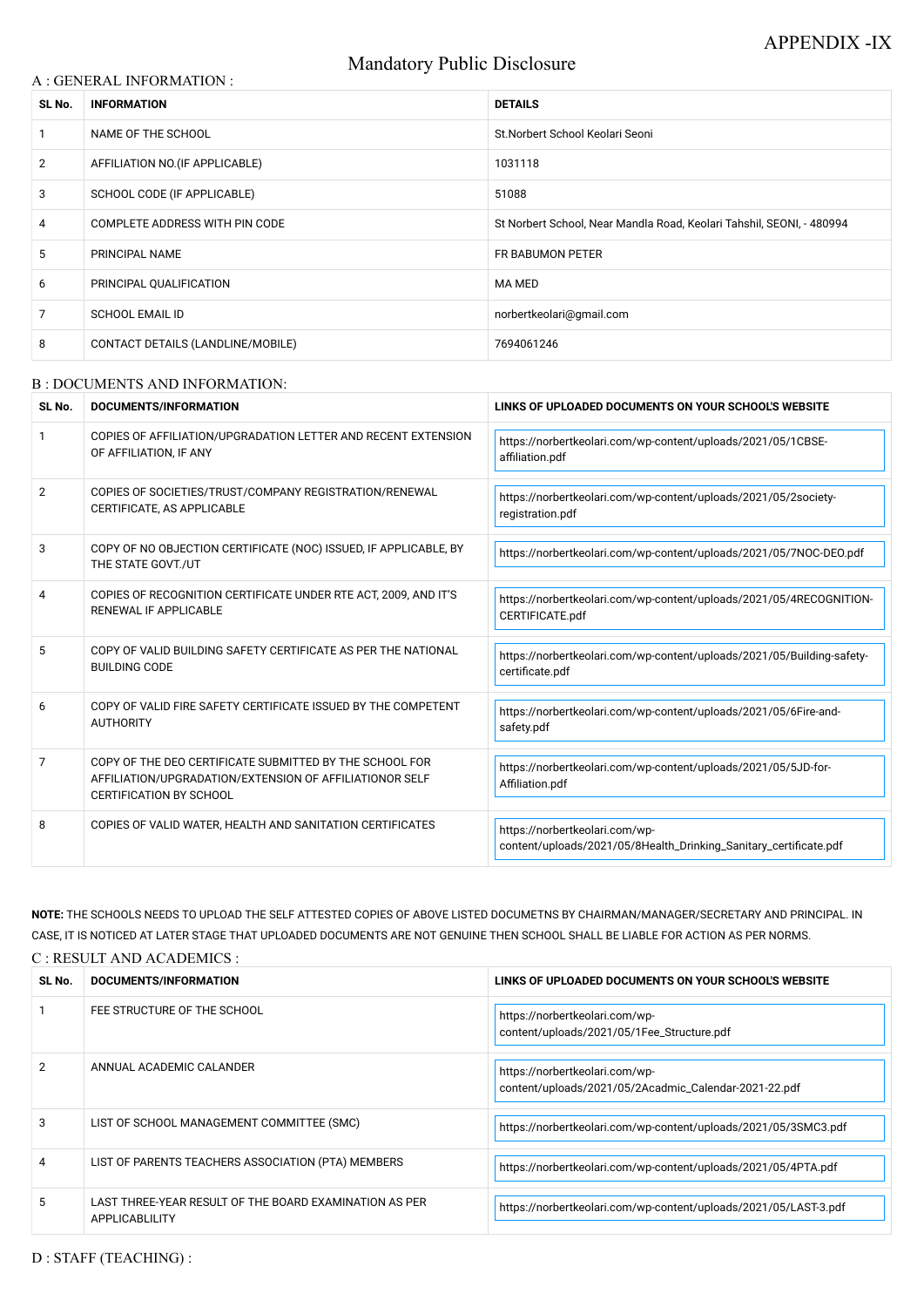APPENDIX -IX

# Mandatory Public Disclosure

## A : GENERAL INFORMATION :

| SL No. | INFORMATION | DETAILS |
| --- | --- | --- |
| 1 | NAME OF THE SCHOOL | St.Norbert School Keolari Seoni |
| 2 | AFFILIATION NO.(IF APPLICABLE) | 1031118 |
| 3 | SCHOOL CODE (IF APPLICABLE) | 51088 |
| 4 | COMPLETE ADDRESS WITH PIN CODE | St Norbert School, Near Mandla Road, Keolari Tahshil, SEONI, - 480994 |
| 5 | PRINCIPAL NAME | FR BABUMON PETER |
| 6 | PRINCIPAL QUALIFICATION | MA MED |
| 7 | SCHOOL EMAIL ID | norbertkeolari@gmail.com |
| 8 | CONTACT DETAILS (LANDLINE/MOBILE) | 7694061246 |

## B : DOCUMENTS AND INFORMATION:

| SL No. | DOCUMENTS/INFORMATION | LINKS OF UPLOADED DOCUMENTS ON YOUR SCHOOL'S WEBSITE |
| --- | --- | --- |
| 1 | COPIES OF AFFILIATION/UPGRADATION LETTER AND RECENT EXTENSION OF AFFILIATION, IF ANY | https://norbertkeolari.com/wp-content/uploads/2021/05/1CBSE-affiliation.pdf |
| 2 | COPIES OF SOCIETIES/TRUST/COMPANY REGISTRATION/RENEWAL CERTIFICATE, AS APPLICABLE | https://norbertkeolari.com/wp-content/uploads/2021/05/2society-registration.pdf |
| 3 | COPY OF NO OBJECTION CERTIFICATE (NOC) ISSUED, IF APPLICABLE, BY THE STATE GOVT./UT | https://norbertkeolari.com/wp-content/uploads/2021/05/7NOC-DEO.pdf |
| 4 | COPIES OF RECOGNITION CERTIFICATE UNDER RTE ACT, 2009, AND IT'S RENEWAL IF APPLICABLE | https://norbertkeolari.com/wp-content/uploads/2021/05/4RECOGNITION-CERTIFICATE.pdf |
| 5 | COPY OF VALID BUILDING SAFETY CERTIFICATE AS PER THE NATIONAL BUILDING CODE | https://norbertkeolari.com/wp-content/uploads/2021/05/Building-safety-certificate.pdf |
| 6 | COPY OF VALID FIRE SAFETY CERTIFICATE ISSUED BY THE COMPETENT AUTHORITY | https://norbertkeolari.com/wp-content/uploads/2021/05/6Fire-and-safety.pdf |
| 7 | COPY OF THE DEO CERTIFICATE SUBMITTED BY THE SCHOOL FOR AFFILIATION/UPGRADATION/EXTENSION OF AFFILIATIONOR SELF CERTIFICATION BY SCHOOL | https://norbertkeolari.com/wp-content/uploads/2021/05/5JD-for-Affiliation.pdf |
| 8 | COPIES OF VALID WATER, HEALTH AND SANITATION CERTIFICATES | https://norbertkeolari.com/wp-content/uploads/2021/05/8Health_Drinking_Sanitary_certificate.pdf |

**NOTE:** THE SCHOOLS NEEDS TO UPLOAD THE SELF ATTESTED COPIES OF ABOVE LISTED DOCUMETNS BY CHAIRMAN/MANAGER/SECRETARY AND PRINCIPAL. IN CASE, IT IS NOTICED AT LATER STAGE THAT UPLOADED DOCUMENTS ARE NOT GENUINE THEN SCHOOL SHALL BE LIABLE FOR ACTION AS PER NORMS.

## C : RESULT AND ACADEMICS :

| SL No. | DOCUMENTS/INFORMATION | LINKS OF UPLOADED DOCUMENTS ON YOUR SCHOOL'S WEBSITE |
| --- | --- | --- |
| 1 | FEE STRUCTURE OF THE SCHOOL | https://norbertkeolari.com/wp-content/uploads/2021/05/1Fee_Structure.pdf |
| 2 | ANNUAL ACADEMIC CALANDER | https://norbertkeolari.com/wp-content/uploads/2021/05/2Acadmic_Calendar-2021-22.pdf |
| 3 | LIST OF SCHOOL MANAGEMENT COMMITTEE (SMC) | https://norbertkeolari.com/wp-content/uploads/2021/05/3SMC3.pdf |
| 4 | LIST OF PARENTS TEACHERS ASSOCIATION (PTA) MEMBERS | https://norbertkeolari.com/wp-content/uploads/2021/05/4PTA.pdf |
| 5 | LAST THREE-YEAR RESULT OF THE BOARD EXAMINATION AS PER APPLICABLILITY | https://norbertkeolari.com/wp-content/uploads/2021/05/LAST-3.pdf |

## D : STAFF (TEACHING) :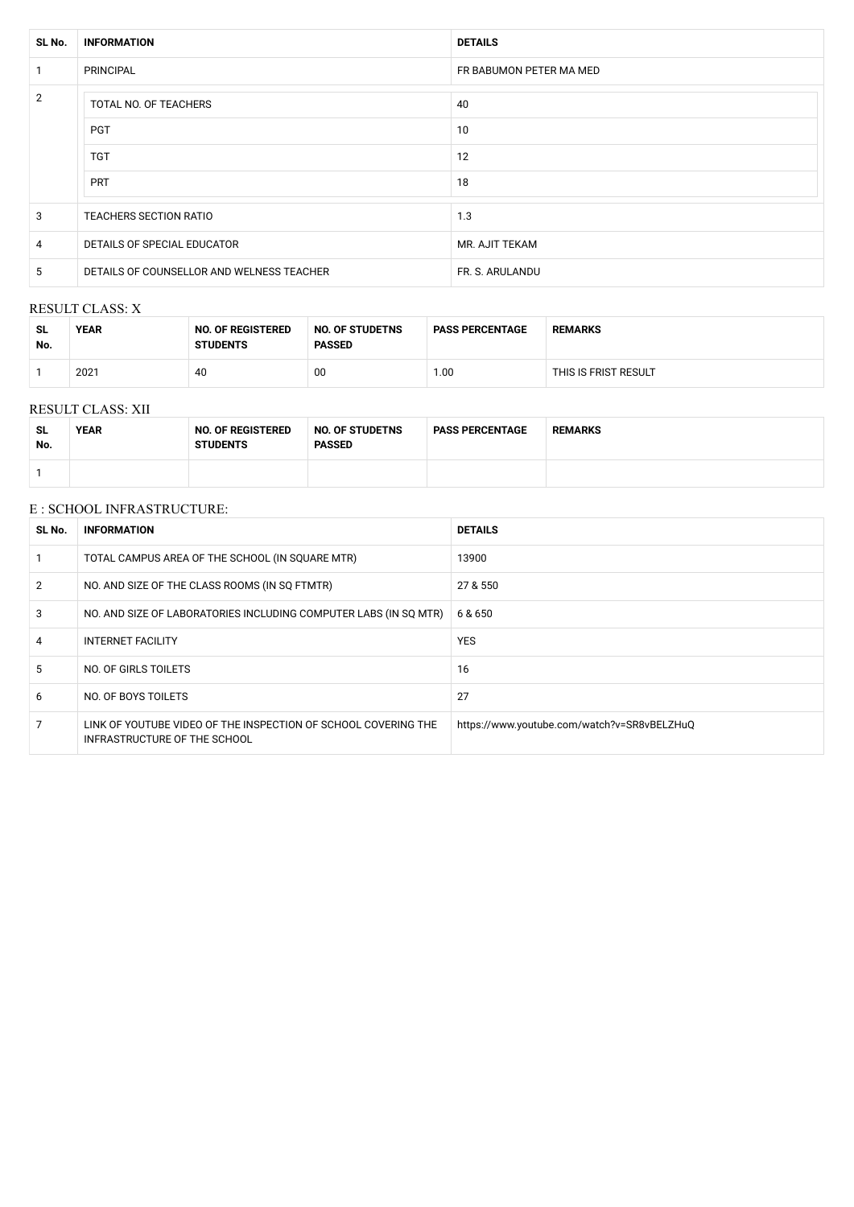| SL No. | INFORMATION | DETAILS |
| --- | --- | --- |
| 1 | PRINCIPAL | FR BABUMON PETER MA MED |
| 2 | TOTAL NO. OF TEACHERS | 40 |
| | PGT | 10 |
| | TGT | 12 |
| | PRT | 18 |
| 3 | TEACHERS SECTION RATIO | 1.3 |
| 4 | DETAILS OF SPECIAL EDUCATOR | MR. AJIT TEKAM |
| 5 | DETAILS OF COUNSELLOR AND WELNESS TEACHER | FR. S. ARULANDU |

RESULT CLASS: X

| SL No. | YEAR | NO. OF REGISTERED STUDENTS | NO. OF STUDETNS PASSED | PASS PERCENTAGE | REMARKS |
| --- | --- | --- | --- | --- | --- |
| 1 | 2021 | 40 | 00 | 1.00 | THIS IS FRIST RESULT |

RESULT CLASS: XII

| SL No. | YEAR | NO. OF REGISTERED STUDENTS | NO. OF STUDETNS PASSED | PASS PERCENTAGE | REMARKS |
| --- | --- | --- | --- | --- | --- |
| 1 | | | | | |

E : SCHOOL INFRASTRUCTURE:

| SL No. | INFORMATION | DETAILS |
| --- | --- | --- |
| 1 | TOTAL CAMPUS AREA OF THE SCHOOL (IN SQUARE MTR) | 13900 |
| 2 | NO. AND SIZE OF THE CLASS ROOMS (IN SQ FTMTR) | 27 & 550 |
| 3 | NO. AND SIZE OF LABORATORIES INCLUDING COMPUTER LABS (IN SQ MTR) | 6 & 650 |
| 4 | INTERNET FACILITY | YES |
| 5 | NO. OF GIRLS TOILETS | 16 |
| 6 | NO. OF BOYS TOILETS | 27 |
| 7 | LINK OF YOUTUBE VIDEO OF THE INSPECTION OF SCHOOL COVERING THE INFRASTRUCTURE OF THE SCHOOL | https://www.youtube.com/watch?v=SR8vBELZHuQ |